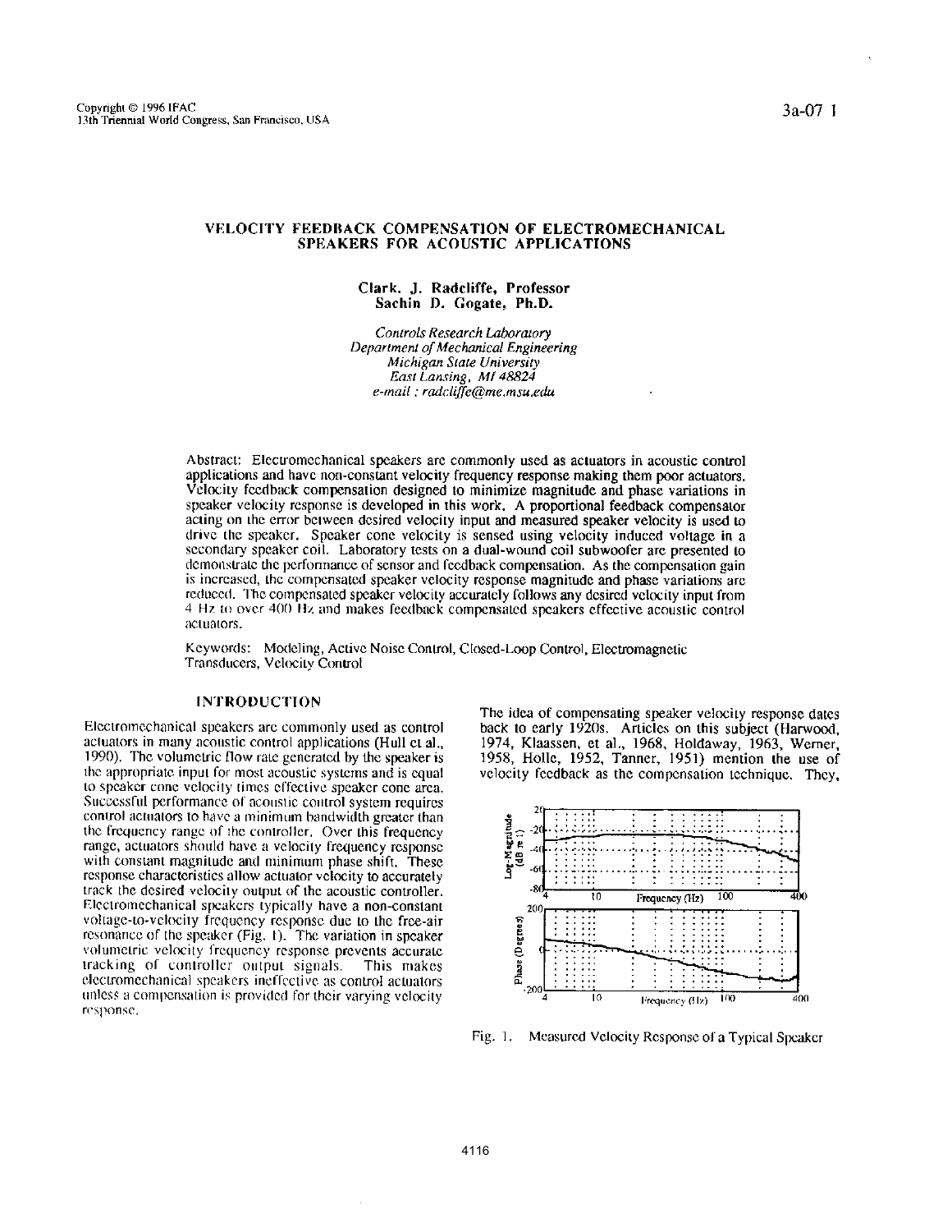# VELOCITY FEEDBACK COMPENSATION OF ELECTROMECHANICAL SPEAKERS FOR ACOUSTIC APPLICATIONS

**Clark. J. Radcliffe, Professor**
**Sachin D. Gogate, Ph.D.**

*Controls Research Laboratory*
*Department of Mechanical Engineering*
*Michigan State University*
*East Lansing, MI 48824*
*e-mail : radcliffe@me.msu.edu*

Abstract: Electromechanical speakers are commonly used as actuators in acoustic control applications and have non-constant velocity frequency response making them poor actuators. Velocity feedback compensation designed to minimize magnitude and phase variations in speaker velocity response is developed in this work. A proportional feedback compensator acting on the error between desired velocity input and measured speaker velocity is used to drive the speaker. Speaker cone velocity is sensed using velocity induced voltage in a secondary speaker coil. Laboratory tests on a dual-wound coil subwoofer are presented to demonstrate the performance of sensor and feedback compensation. As the compensation gain is increased, the compensated speaker velocity response magnitude and phase variations are reduced. The compensated speaker velocity accurately follows any desired velocity input from 4 Hz to over 400 Hz and makes feedback compensated speakers effective acoustic control actuators.

Keywords: Modeling, Active Noise Control, Closed-Loop Control, Electromagnetic Transducers, Velocity Control

## INTRODUCTION

Electromechanical speakers are commonly used as control actuators in many acoustic control applications (Hull et al., 1990). The volumetric flow rate generated by the speaker is the appropriate input for most acoustic systems and is equal to speaker cone velocity times effective speaker cone area. Successful performance of acoustic control system requires control actuators to have a minimum bandwidth greater than the frequency range of the controller. Over this frequency range, actuators should have a velocity frequency response with constant magnitude and minimum phase shift. These response characteristics allow actuator velocity to accurately track the desired velocity output of the acoustic controller. Electromechanical speakers typically have a non-constant voltage-to-velocity frequency response due to the free-air resonance of the speaker (Fig. 1). The variation in speaker volumetric velocity frequency response prevents accurate tracking of controller output signals. This makes electromechanical speakers ineffective as control actuators unless a compensation is provided for their varying velocity response.

The idea of compensating speaker velocity response dates back to early 1920s. Articles on this subject (Harwood, 1974, Klaassen, et al., 1968, Holdaway, 1963, Werner, 1958, Holle, 1952, Tanner, 1951) mention the use of velocity feedback as the compensation technique. They,

Fig. 1. Measured Velocity Response of a Typical Speaker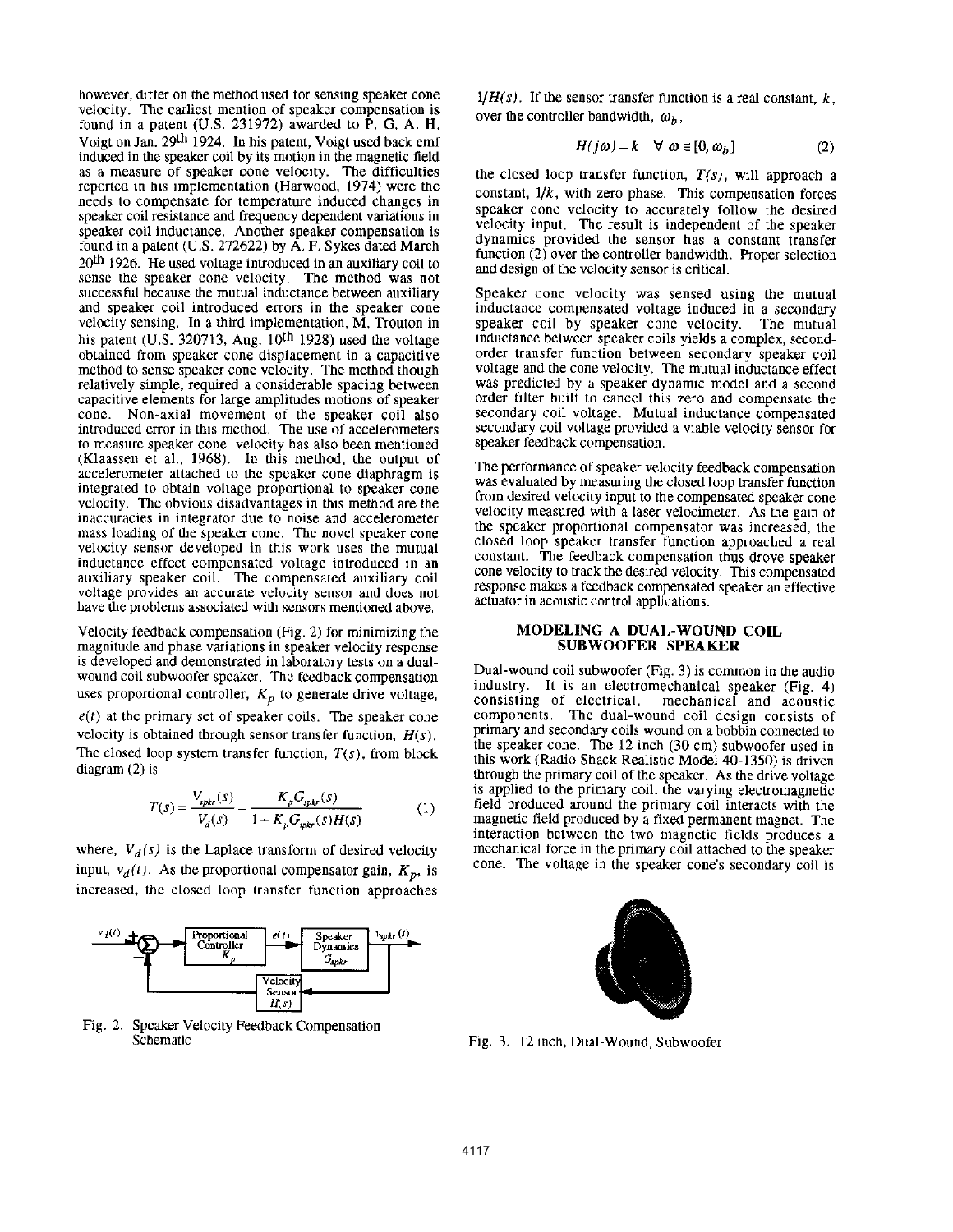however, differ on the method used for sensing speaker cone velocity. The earliest mention of speaker compensation is found in a patent (U.S. 231972) awarded to P. G. A. H. Voigt on Jan. 29th 1924. In his patent, Voigt used back emf induced in the speaker coil by its motion in the magnetic field as a measure of speaker cone velocity. The difficulties reported in his implementation (Harwood, 1974) were the needs to compensate for temperature induced changes in speaker coil resistance and frequency dependent variations in speaker coil inductance. Another speaker compensation is found in a patent (U.S. 272622) by A. F. Sykes dated March 20th 1926. He used voltage introduced in an auxiliary coil to sense the speaker cone velocity. The method was not successful because the mutual inductance between auxiliary and speaker coil introduced errors in the speaker cone velocity sensing. In a third implementation, M. Trouton in his patent (U.S. 320713, Aug. 10th 1928) used the voltage obtained from speaker cone displacement in a capacitive method to sense speaker cone velocity. The method though relatively simple, required a considerable spacing between capacitive elements for large amplitudes motions of speaker cone. Non-axial movement of the speaker coil also introduced error in this method. The use of accelerometers to measure speaker cone velocity has also been mentioned (Klaassen et al., 1968). In this method, the output of accelerometer attached to the speaker cone diaphragm is integrated to obtain voltage proportional to speaker cone velocity. The obvious disadvantages in this method are the inaccuracies in integrator due to noise and accelerometer mass loading of the speaker cone. The novel speaker cone velocity sensor developed in this work uses the mutual inductance effect compensated voltage introduced in an auxiliary speaker coil. The compensated auxiliary coil voltage provides an accurate velocity sensor and does not have the problems associated with sensors mentioned above.

Velocity feedback compensation (Fig. 2) for minimizing the magnitude and phase variations in speaker velocity response is developed and demonstrated in laboratory tests on a dual-wound coil subwoofer speaker. The feedback compensation uses proportional controller, $K_p$ to generate drive voltage, $e(t)$ at the primary set of speaker coils. The speaker cone velocity is obtained through sensor transfer function, $H(s)$. The closed loop system transfer function, $T(s)$, from block diagram (2) is

$$T(s) = \frac{V_{spkr}(s)}{V_d(s)} = \frac{K_p G_{spkr}(s)}{1 + K_p G_{spkr}(s) H(s)} \quad (1)$$

where, $V_d(s)$ is the Laplace transform of desired velocity input, $v_d(t)$. As the proportional compensator gain, $K_p$, is increased, the closed loop transfer function approaches $1/H(s)$. If the sensor transfer function is a real constant, $k$, over the controller bandwidth, $\omega_b$,

$$H(j\omega) = k \quad \forall\ \omega \in [0, \omega_b] \quad (2)$$

the closed loop transfer function, $T(s)$, will approach a constant, $1/k$, with zero phase. This compensation forces speaker cone velocity to accurately follow the desired velocity input. The result is independent of the speaker dynamics provided the sensor has a constant transfer function (2) over the controller bandwidth. Proper selection and design of the velocity sensor is critical.

Speaker cone velocity was sensed using the mutual inductance compensated voltage induced in a secondary speaker coil by speaker cone velocity. The mutual inductance between speaker coils yields a complex, second-order transfer function between secondary speaker coil voltage and the cone velocity. The mutual inductance effect was predicted by a speaker dynamic model and a second order filter built to cancel this zero and compensate the secondary coil voltage. Mutual inductance compensated secondary coil voltage provided a viable velocity sensor for speaker feedback compensation.

The performance of speaker velocity feedback compensation was evaluated by measuring the closed loop transfer function from desired velocity input to the compensated speaker cone velocity measured with a laser velocimeter. As the gain of the speaker proportional compensator was increased, the closed loop speaker transfer function approached a real constant. The feedback compensation thus drove speaker cone velocity to track the desired velocity. This compensated response makes a feedback compensated speaker an effective actuator in acoustic control applications.

Fig. 2. Speaker Velocity Feedback Compensation Schematic

## MODELING A DUAL-WOUND COIL SUBWOOFER SPEAKER

Dual-wound coil subwoofer (Fig. 3) is common in the audio industry. It is an electromechanical speaker (Fig. 4) consisting of electrical, mechanical and acoustic components. The dual-wound coil design consists of primary and secondary coils wound on a bobbin connected to the speaker cone. The 12 inch (30 cm) subwoofer used in this work (Radio Shack Realistic Model 40-1350) is driven through the primary coil of the speaker. As the drive voltage is applied to the primary coil, the varying electromagnetic field produced around the primary coil interacts with the magnetic field produced by a fixed permanent magnet. The interaction between the two magnetic fields produces a mechanical force in the primary coil attached to the speaker cone. The voltage in the speaker cone's secondary coil is

Fig. 3. 12 inch, Dual-Wound, Subwoofer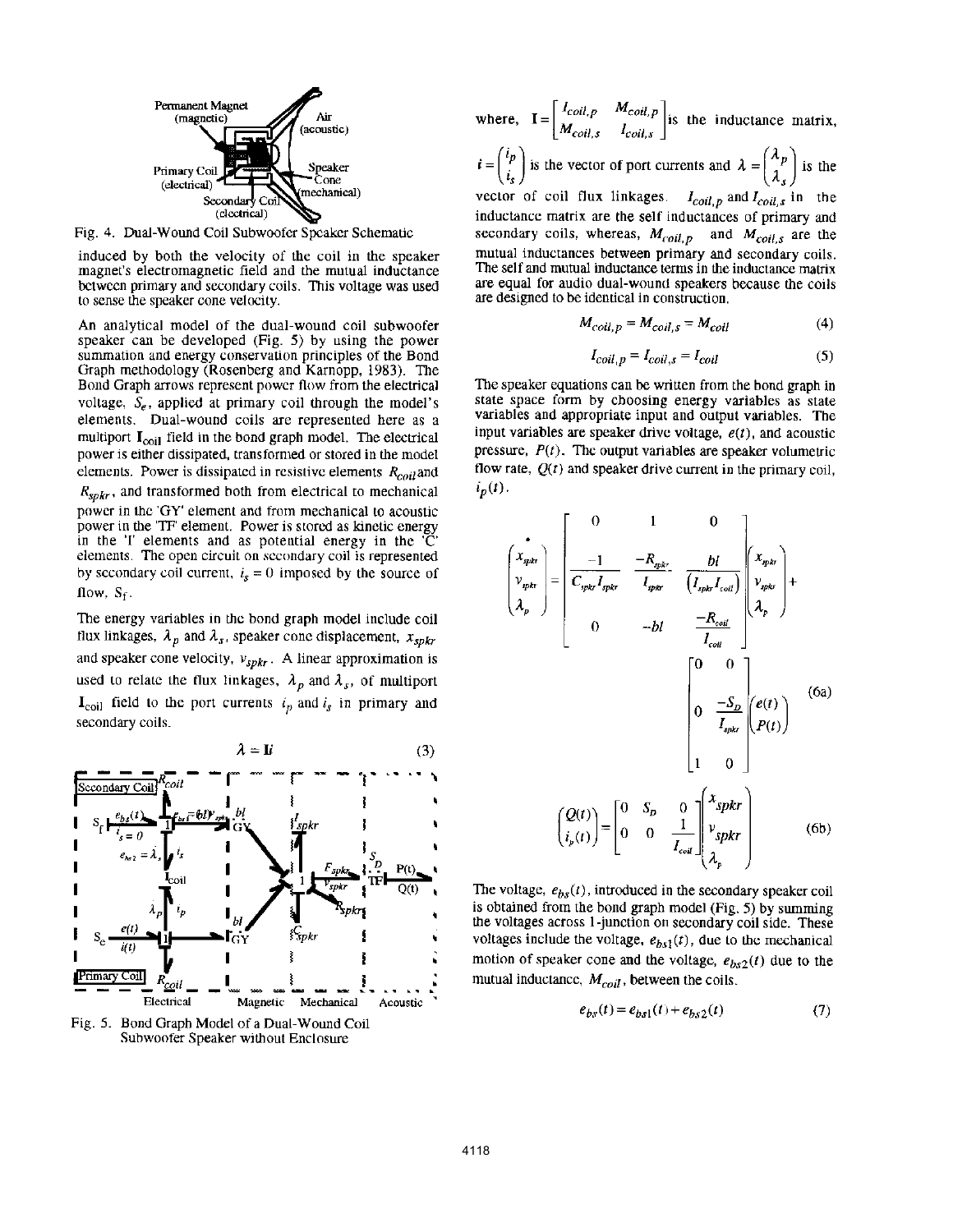Fig. 4. Dual-Wound Coil Subwoofer Speaker Schematic

induced by both the velocity of the coil in the speaker magnet's electromagnetic field and the mutual inductance between primary and secondary coils. This voltage was used to sense the speaker cone velocity.

An analytical model of the dual-wound coil subwoofer speaker can be developed (Fig. 5) by using the power summation and energy conservation principles of the Bond Graph methodology (Rosenberg and Karnopp, 1983). The Bond Graph arrows represent power flow from the electrical voltage, $S_e$, applied at primary coil through the model's elements. Dual-wound coils are represented here as a multiport $\mathbf{I}_{coil}$ field in the bond graph model. The electrical power is either dissipated, transformed or stored in the model elements. Power is dissipated in resistive elements $R_{coil}$ and $R_{spkr}$, and transformed both from electrical to mechanical power in the 'GY' element and from mechanical to acoustic power in the 'TF' element. Power is stored as kinetic energy in the 'I' elements and as potential energy in the 'C' elements. The open circuit on secondary coil is represented by secondary coil current, $i_s = 0$ imposed by the source of flow, $S_f$.

The energy variables in the bond graph model include coil flux linkages, $\lambda_p$ and $\lambda_s$, speaker cone displacement, $x_{spkr}$ and speaker cone velocity, $v_{spkr}$. A linear approximation is used to relate the flux linkages, $\lambda_p$ and $\lambda_s$, of multiport $\mathbf{I}_{coil}$ field to the port currents $i_p$ and $i_s$ in primary and secondary coils.

$$\lambda = \mathbf{I}i \tag{3}$$

Fig. 5. Bond Graph Model of a Dual-Wound Coil Subwoofer Speaker without Enclosure

where, $\mathbf{I} = \begin{bmatrix} I_{coil,p} & M_{coil,p} \\ M_{coil,s} & I_{coil,s} \end{bmatrix}$ is the inductance matrix, $i = \begin{pmatrix} i_p \\ i_s \end{pmatrix}$ is the vector of port currents and $\lambda = \begin{pmatrix} \lambda_p \\ \lambda_s \end{pmatrix}$ is the vector of coil flux linkages. $I_{coil,p}$ and $I_{coil,s}$ in the inductance matrix are the self inductances of primary and secondary coils, whereas, $M_{coil,p}$ and $M_{coil,s}$ are the mutual inductances between primary and secondary coils. The self and mutual inductance terms in the inductance matrix are equal for audio dual-wound speakers because the coils are designed to be identical in construction.

$$M_{coil,p} = M_{coil,s} = M_{coil} \tag{4}$$

$$I_{coil,p} = I_{coil,s} = I_{coil} \tag{5}$$

The speaker equations can be written from the bond graph in state space form by choosing energy variables as state variables and appropriate input and output variables. The input variables are speaker drive voltage, $e(t)$, and acoustic pressure, $P(t)$. The output variables are speaker volumetric flow rate, $Q(t)$ and speaker drive current in the primary coil, $i_p(t)$.

$$\begin{pmatrix} \dot{x}_{spkr} \\ \dot{v}_{spkr} \\ \dot{\lambda}_p \end{pmatrix} = \begin{bmatrix} 0 & 1 & 0 \\ \dfrac{-1}{C_{spkr} I_{spkr}} & \dfrac{-R_{spkr}}{I_{spkr}} & \dfrac{bl}{(I_{spkr} I_{coil})} \\ 0 & -bl & \dfrac{-R_{coil}}{I_{coil}} \end{bmatrix} \begin{pmatrix} x_{spkr} \\ v_{spkr} \\ \lambda_p \end{pmatrix} + \begin{bmatrix} 0 & 0 \\ 0 & \dfrac{-S_D}{I_{spkr}} \\ 1 & 0 \end{bmatrix} \begin{pmatrix} e(t) \\ P(t) \end{pmatrix} \tag{6a}$$

$$\begin{pmatrix} Q(t) \\ i_p(t) \end{pmatrix} = \begin{bmatrix} 0 & S_D & 0 \\ 0 & 0 & \dfrac{1}{I_{coil}} \end{bmatrix} \begin{pmatrix} x_{spkr} \\ v_{spkr} \\ \lambda_p \end{pmatrix} \tag{6b}$$

The voltage, $e_{bs}(t)$, introduced in the secondary speaker coil is obtained from the bond graph model (Fig. 5) by summing the voltages across 1-junction on secondary coil side. These voltages include the voltage, $e_{bs1}(t)$, due to the mechanical motion of speaker cone and the voltage, $e_{bs2}(t)$ due to the mutual inductance, $M_{coil}$, between the coils.

$$e_{bs}(t) = e_{bs1}(t) + e_{bs2}(t) \tag{7}$$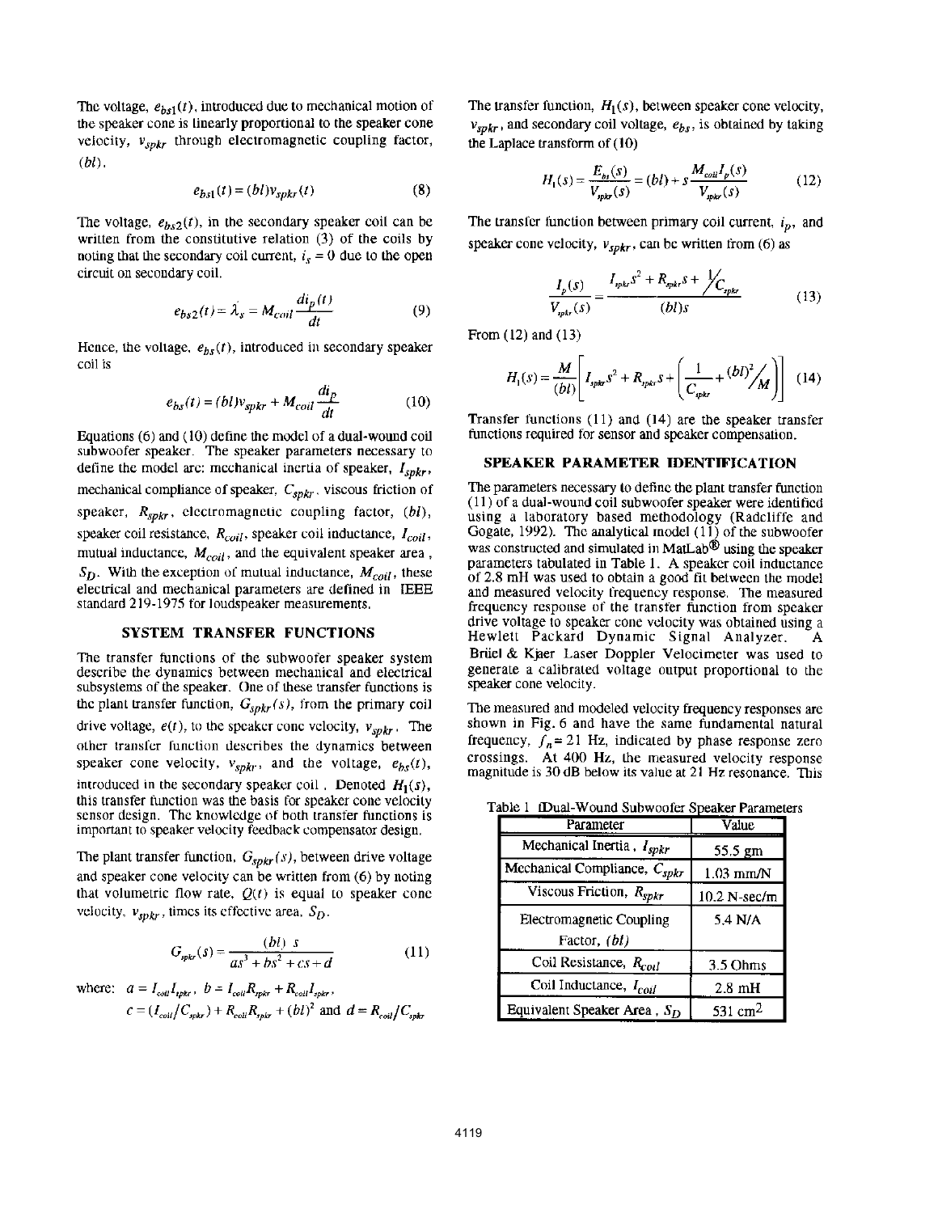The voltage, $e_{bs1}(t)$, introduced due to mechanical motion of the speaker cone is linearly proportional to the speaker cone velocity, $v_{spkr}$ through electromagnetic coupling factor, $(bl)$.

$$e_{bs1}(t) = (bl)v_{spkr}(t) \tag{8}$$

The voltage, $e_{bs2}(t)$, in the secondary speaker coil can be written from the constitutive relation (3) of the coils by noting that the secondary coil current, $i_s = 0$ due to the open circuit on secondary coil.

$$e_{bs2}(t) = \dot{\lambda}_s = M_{coil}\frac{di_p(t)}{dt} \tag{9}$$

Hence, the voltage, $e_{bs}(t)$, introduced in secondary speaker coil is

$$e_{bs}(t) = (bl)v_{spkr} + M_{coil}\frac{di_p}{dt} \tag{10}$$

Equations (6) and (10) define the model of a dual-wound coil subwoofer speaker. The speaker parameters necessary to define the model are: mechanical inertia of speaker, $I_{spkr}$, mechanical compliance of speaker, $C_{spkr}$, viscous friction of speaker, $R_{spkr}$, electromagnetic coupling factor, $(bl)$, speaker coil resistance, $R_{coil}$, speaker coil inductance, $I_{coil}$, mutual inductance, $M_{coil}$, and the equivalent speaker area, $S_D$. With the exception of mutual inductance, $M_{coil}$, these electrical and mechanical parameters are defined in IEEE standard 219-1975 for loudspeaker measurements.

## SYSTEM TRANSFER FUNCTIONS

The transfer functions of the subwoofer speaker system describe the dynamics between mechanical and electrical subsystems of the speaker. One of these transfer functions is the plant transfer function, $G_{spkr}(s)$, from the primary coil drive voltage, $e(t)$, to the speaker cone velocity, $v_{spkr}$. The other transfer function describes the dynamics between speaker cone velocity, $v_{spkr}$, and the voltage, $e_{bs}(t)$, introduced in the secondary speaker coil. Denoted $H_1(s)$, this transfer function was the basis for speaker cone velocity sensor design. The knowledge of both transfer functions is important to speaker velocity feedback compensator design.

The plant transfer function, $G_{spkr}(s)$, between drive voltage and speaker cone velocity can be written from (6) by noting that volumetric flow rate, $Q(t)$ is equal to speaker cone velocity, $v_{spkr}$, times its effective area, $S_D$.

$$G_{spkr}(s) = \frac{(bl)\ s}{as^3 + bs^2 + cs + d} \tag{11}$$

where: $a = I_{coil}I_{spkr}$, $b = I_{coil}R_{spkr} + R_{coil}I_{spkr}$,
$c = (I_{coil}/C_{spkr}) + R_{coil}R_{spkr} + (bl)^2$ and $d = R_{coil}/C_{spkr}$

The transfer function, $H_1(s)$, between speaker cone velocity, $v_{spkr}$, and secondary coil voltage, $e_{bs}$, is obtained by taking the Laplace transform of (10)

$$H_1(s) = \frac{E_{bs}(s)}{V_{spkr}(s)} = (bl) + s\frac{M_{coil}I_p(s)}{V_{spkr}(s)} \tag{12}$$

The transfer function between primary coil current, $i_p$, and speaker cone velocity, $v_{spkr}$, can be written from (6) as

$$\frac{I_p(s)}{V_{spkr}(s)} = \frac{I_{spkr}s^2 + R_{spkr}s + \frac{1}{C_{spkr}}}{(bl)s} \tag{13}$$

From (12) and (13)

$$H_1(s) = \frac{M}{(bl)}\left[I_{spkr}s^2 + R_{spkr}s + \left(\frac{1}{C_{spkr}} + \frac{(bl)^2}{M}\right)\right] \tag{14}$$

Transfer functions (11) and (14) are the speaker transfer functions required for sensor and speaker compensation.

## SPEAKER PARAMETER IDENTIFICATION

The parameters necessary to define the plant transfer function (11) of a dual-wound coil subwoofer speaker were identified using a laboratory based methodology (Radcliffe and Gogate, 1992). The analytical model (11) of the subwoofer was constructed and simulated in MatLab® using the speaker parameters tabulated in Table 1. A speaker coil inductance of 2.8 mH was used to obtain a good fit between the model and measured velocity frequency response. The measured frequency response of the transfer function from speaker drive voltage to speaker cone velocity was obtained using a Hewlett Packard Dynamic Signal Analyzer. A Brüel & Kjær Laser Doppler Velocimeter was used to generate a calibrated voltage output proportional to the speaker cone velocity.

The measured and modeled velocity frequency responses are shown in Fig. 6 and have the same fundamental natural frequency, $f_n = 21$ Hz, indicated by phase response zero crossings. At 400 Hz, the measured velocity response magnitude is 30 dB below its value at 21 Hz resonance. This

Table 1 Dual-Wound Subwoofer Speaker Parameters

| Parameter | Value |
|---|---|
| Mechanical Inertia, $I_{spkr}$ | 55.5 gm |
| Mechanical Compliance, $C_{spkr}$ | 1.03 mm/N |
| Viscous Friction, $R_{spkr}$ | 10.2 N-sec/m |
| Electromagnetic Coupling Factor, $(bl)$ | 5.4 N/A |
| Coil Resistance, $R_{coil}$ | 3.5 Ohms |
| Coil Inductance, $I_{coil}$ | 2.8 mH |
| Equivalent Speaker Area, $S_D$ | 531 cm$^2$ |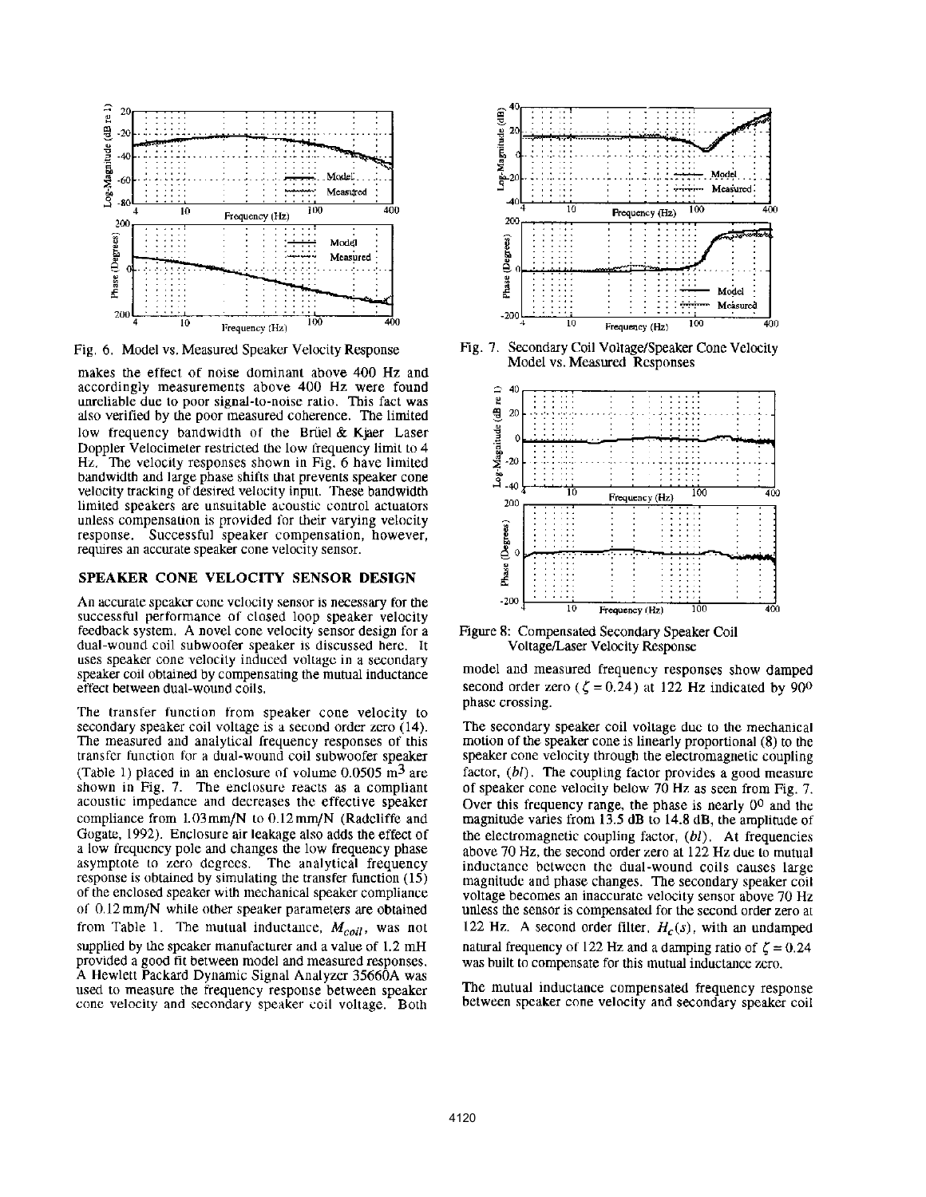Fig. 6. Model vs. Measured Speaker Velocity Response

makes the effect of noise dominant above 400 Hz and accordingly measurements above 400 Hz were found unreliable due to poor signal-to-noise ratio. This fact was also verified by the poor measured coherence. The limited low frequency bandwidth of the Brüel & Kjaer Laser Doppler Velocimeter restricted the low frequency limit to 4 Hz. The velocity responses shown in Fig. 6 have limited bandwidth and large phase shifts that prevents speaker cone velocity tracking of desired velocity input. These bandwidth limited speakers are unsuitable acoustic control actuators unless compensation is provided for their varying velocity response. Successful speaker compensation, however, requires an accurate speaker cone velocity sensor.

## SPEAKER CONE VELOCITY SENSOR DESIGN

An accurate speaker cone velocity sensor is necessary for the successful performance of closed loop speaker velocity feedback system. A novel cone velocity sensor design for a dual-wound coil subwoofer speaker is discussed here. It uses speaker cone velocity induced voltage in a secondary speaker coil obtained by compensating the mutual inductance effect between dual-wound coils.

The transfer function from speaker cone velocity to secondary speaker coil voltage is a second order zero (14). The measured and analytical frequency responses of this transfer function for a dual-wound coil subwoofer speaker (Table 1) placed in an enclosure of volume 0.0505 $m^3$ are shown in Fig. 7. The enclosure reacts as a compliant acoustic impedance and decreases the effective speaker compliance from 1.03mm/N to 0.12mm/N (Radcliffe and Gogate, 1992). Enclosure air leakage also adds the effect of a low frequency pole and changes the low frequency phase asymptote to zero degrees. The analytical frequency response is obtained by simulating the transfer function (15) of the enclosed speaker with mechanical speaker compliance of 0.12 mm/N while other speaker parameters are obtained from Table 1. The mutual inductance, $M_{coil}$, was not supplied by the speaker manufacturer and a value of 1.2 mH provided a good fit between model and measured responses. A Hewlett Packard Dynamic Signal Analyzer 35660A was used to measure the frequency response between speaker cone velocity and secondary speaker coil voltage. Both

Fig. 7. Secondary Coil Voltage/Speaker Cone Velocity Model vs. Measured Responses

Figure 8: Compensated Secondary Speaker Coil Voltage/Laser Velocity Response

model and measured frequency responses show damped second order zero ($\zeta = 0.24$) at 122 Hz indicated by $90^0$ phase crossing.

The secondary speaker coil voltage due to the mechanical motion of the speaker cone is linearly proportional (8) to the speaker cone velocity through the electromagnetic coupling factor, $(bl)$. The coupling factor provides a good measure of speaker cone velocity below 70 Hz as seen from Fig. 7. Over this frequency range, the phase is nearly $0^0$ and the magnitude varies from 13.5 dB to 14.8 dB, the amplitude of the electromagnetic coupling factor, $(bl)$. At frequencies above 70 Hz, the second order zero at 122 Hz due to mutual inductance between the dual-wound coils causes large magnitude and phase changes. The secondary speaker coil voltage becomes an inaccurate velocity sensor above 70 Hz unless the sensor is compensated for the second order zero at 122 Hz. A second order filter, $H_c(s)$, with an undamped natural frequency of 122 Hz and a damping ratio of $\zeta = 0.24$ was built to compensate for this mutual inductance zero.

The mutual inductance compensated frequency response between speaker cone velocity and secondary speaker coil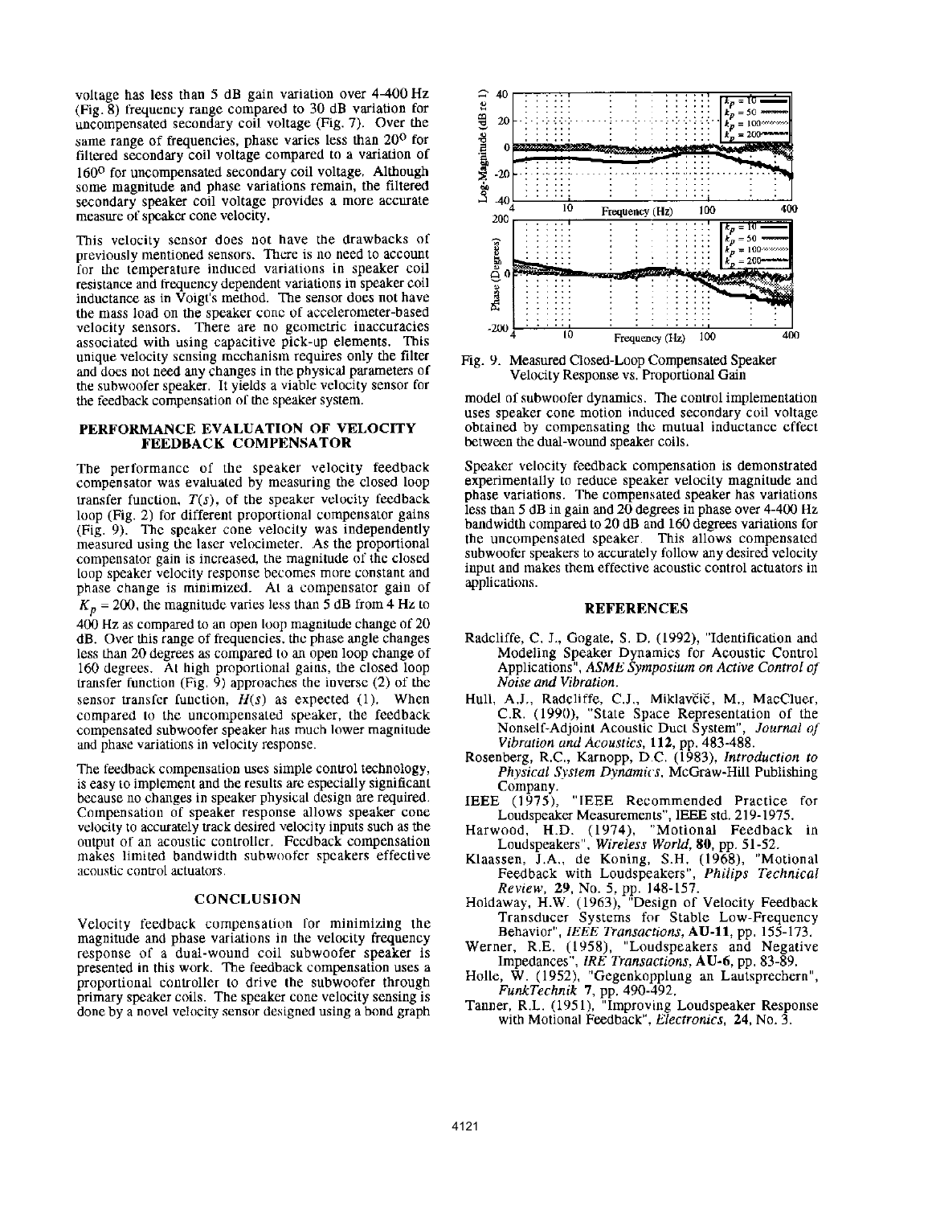voltage has less than 5 dB gain variation over 4-400 Hz (Fig. 8) frequency range compared to 30 dB variation for uncompensated secondary coil voltage (Fig. 7). Over the same range of frequencies, phase varies less than 20° for filtered secondary coil voltage compared to a variation of 160° for uncompensated secondary coil voltage. Although some magnitude and phase variations remain, the filtered secondary speaker coil voltage provides a more accurate measure of speaker cone velocity.

This velocity sensor does not have the drawbacks of previously mentioned sensors. There is no need to account for the temperature induced variations in speaker coil resistance and frequency dependent variations in speaker coil inductance as in Voigt's method. The sensor does not have the mass load on the speaker cone of accelerometer-based velocity sensors. There are no geometric inaccuracies associated with using capacitive pick-up elements. This unique velocity sensing mechanism requires only the filter and does not need any changes in the physical parameters of the subwoofer speaker. It yields a viable velocity sensor for the feedback compensation of the speaker system.

## PERFORMANCE EVALUATION OF VELOCITY FEEDBACK COMPENSATOR

The performance of the speaker velocity feedback compensator was evaluated by measuring the closed loop transfer function, $T(s)$, of the speaker velocity feedback loop (Fig. 2) for different proportional compensator gains (Fig. 9). The speaker cone velocity was independently measured using the laser velocimeter. As the proportional compensator gain is increased, the magnitude of the closed loop speaker velocity response becomes more constant and phase change is minimized. At a compensator gain of $K_p = 200$, the magnitude varies less than 5 dB from 4 Hz to 400 Hz as compared to an open loop magnitude change of 20 dB. Over this range of frequencies, the phase angle changes less than 20 degrees as compared to an open loop change of 160 degrees. At high proportional gains, the closed loop transfer function (Fig. 9) approaches the inverse (2) of the sensor transfer function, $H(s)$ as expected (1). When compared to the uncompensated speaker, the feedback compensated subwoofer speaker has much lower magnitude and phase variations in velocity response.

The feedback compensation uses simple control technology, is easy to implement and the results are especially significant because no changes in speaker physical design are required. Compensation of speaker response allows speaker cone velocity to accurately track desired velocity inputs such as the output of an acoustic controller. Feedback compensation makes limited bandwidth subwoofer speakers effective acoustic control actuators.

## CONCLUSION

Velocity feedback compensation for minimizing the magnitude and phase variations in the velocity frequency response of a dual-wound coil subwoofer speaker is presented in this work. The feedback compensation uses a proportional controller to drive the subwoofer through primary speaker coils. The speaker cone velocity sensing is done by a novel velocity sensor designed using a bond graph model of subwoofer dynamics. The control implementation uses speaker cone motion induced secondary coil voltage obtained by compensating the mutual inductance effect between the dual-wound speaker coils.

Speaker velocity feedback compensation is demonstrated experimentally to reduce speaker velocity magnitude and phase variations. The compensated speaker has variations less than 5 dB in gain and 20 degrees in phase over 4-400 Hz bandwidth compared to 20 dB and 160 degrees variations for the uncompensated speaker. This allows compensated subwoofer speakers to accurately follow any desired velocity input and makes them effective acoustic control actuators in applications.

Log-Magnitude (dB re 1)
40
20
0
-20
-40
4 10 Frequency (Hz) 100 400
$K_p = 10$
$K_p = 50$
$K_p = 100$
$K_p = 200$

Phase (Degrees)
200
0
-200
4 10 Frequency (Hz) 100 400
$K_p = 10$
$K_p = 50$
$K_p = 100$
$K_p = 200$

Fig. 9. Measured Closed-Loop Compensated Speaker Velocity Response vs. Proportional Gain

## REFERENCES

Radcliffe, C. J., Gogate, S. D. (1992), "Identification and Modeling Speaker Dynamics for Acoustic Control Applications", *ASME Symposium on Active Control of Noise and Vibration*.

Hull, A.J., Radcliffe, C.J., Miklavčič, M., MacCluer, C.R. (1990), "State Space Representation of the Nonself-Adjoint Acoustic Duct System", *Journal of Vibration and Acoustics*, **112**, pp. 483-488.

Rosenberg, R.C., Karnopp, D.C. (1983), *Introduction to Physical System Dynamics*, McGraw-Hill Publishing Company.

IEEE (1975), "IEEE Recommended Practice for Loudspeaker Measurements", IEEE std. 219-1975.

Harwood, H.D. (1974), "Motional Feedback in Loudspeakers", *Wireless World*, **80**, pp. 51-52.

Klaassen, J.A., de Koning, S.H. (1968), "Motional Feedback with Loudspeakers", *Philips Technical Review*, **29**, No. 5, pp. 148-157.

Holdaway, H.W. (1963), "Design of Velocity Feedback Transducer Systems for Stable Low-Frequency Behavior", *IEEE Transactions*, **AU-11**, pp. 155-173.

Werner, R.E. (1958), "Loudspeakers and Negative Impedances", *IRE Transactions*, **AU-6**, pp. 83-89.

Holle, W. (1952), "Gegenkopplung an Lautsprechern", *FunkTechnik* **7**, pp. 490-492.

Tanner, R.L. (1951), "Improving Loudspeaker Response with Motional Feedback", *Electronics*, **24**, No. 3.